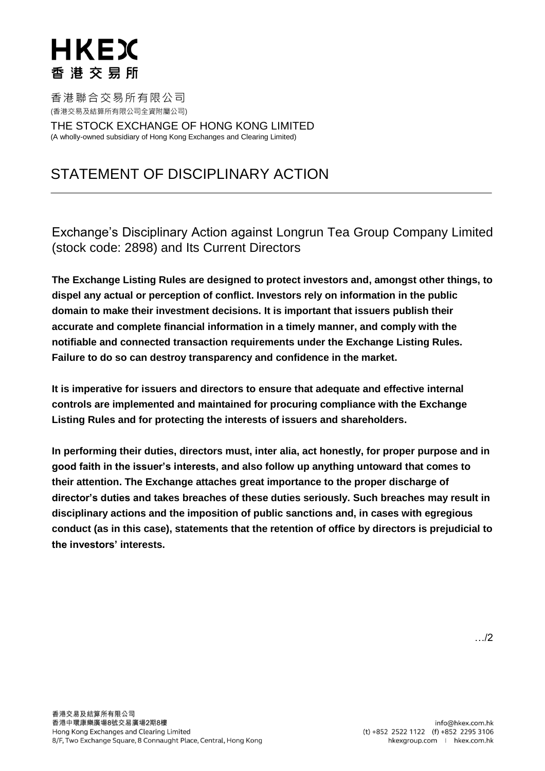# HKEX
# 香港交易所

香港聯合交易所有限公司
(香港交易及結算所有限公司全資附屬公司)

THE STOCK EXCHANGE OF HONG KONG LIMITED
(A wholly-owned subsidiary of Hong Kong Exchanges and Clearing Limited)

# STATEMENT OF DISCIPLINARY ACTION

## Exchange's Disciplinary Action against Longrun Tea Group Company Limited (stock code: 2898) and Its Current Directors

**The Exchange Listing Rules are designed to protect investors and, amongst other things, to dispel any actual or perception of conflict. Investors rely on information in the public domain to make their investment decisions. It is important that issuers publish their accurate and complete financial information in a timely manner, and comply with the notifiable and connected transaction requirements under the Exchange Listing Rules. Failure to do so can destroy transparency and confidence in the market.**

**It is imperative for issuers and directors to ensure that adequate and effective internal controls are implemented and maintained for procuring compliance with the Exchange Listing Rules and for protecting the interests of issuers and shareholders.**

**In performing their duties, directors must, inter alia, act honestly, for proper purpose and in good faith in the issuer's interests, and also follow up anything untoward that comes to their attention. The Exchange attaches great importance to the proper discharge of director's duties and takes breaches of these duties seriously. Such breaches may result in disciplinary actions and the imposition of public sanctions and, in cases with egregious conduct (as in this case), statements that the retention of office by directors is prejudicial to the investors' interests.**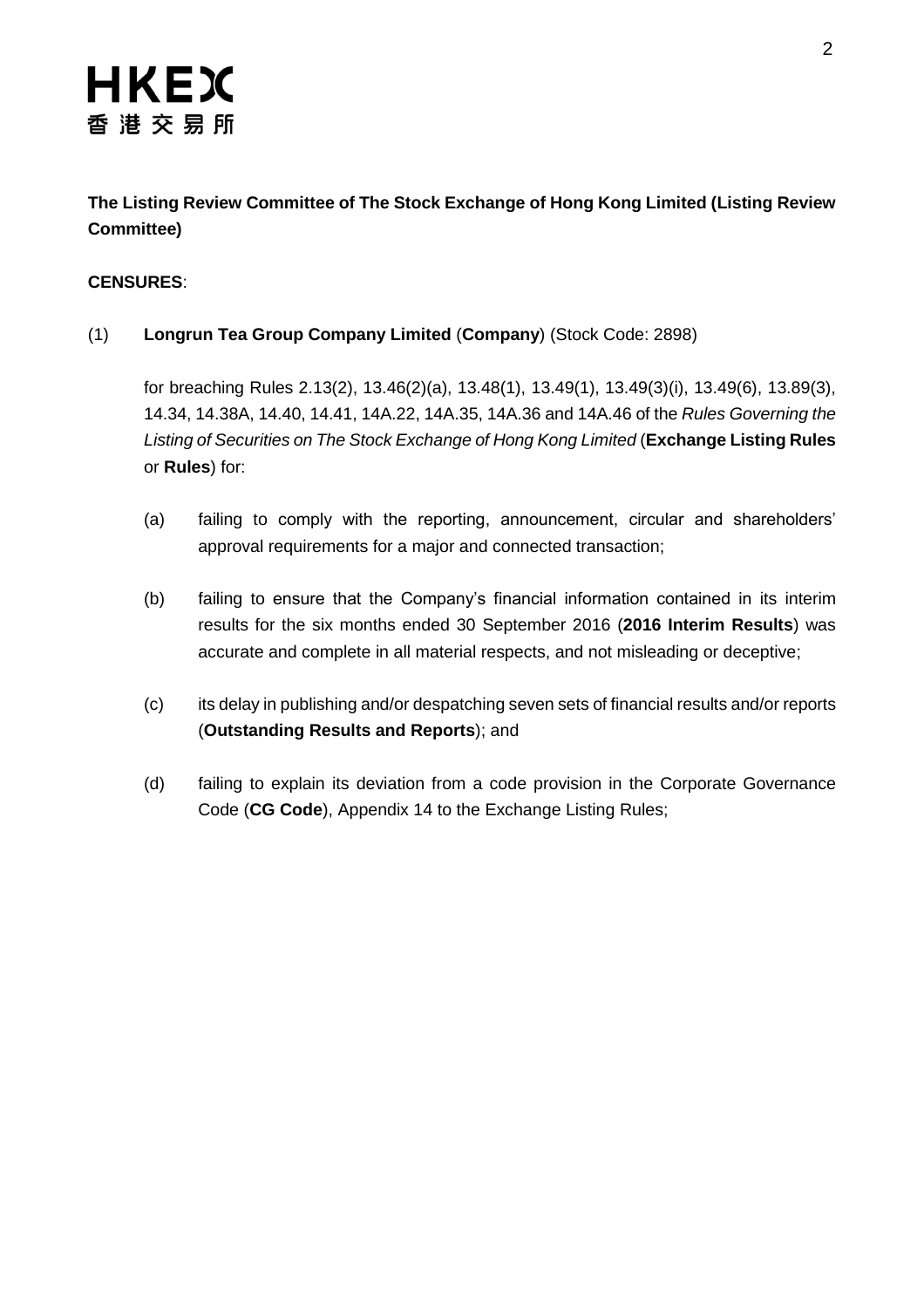**The Listing Review Committee of The Stock Exchange of Hong Kong Limited (Listing Review Committee)**

**CENSURES**:

(1) **Longrun Tea Group Company Limited** (**Company**) (Stock Code: 2898)

for breaching Rules 2.13(2), 13.46(2)(a), 13.48(1), 13.49(1), 13.49(3)(i), 13.49(6), 13.89(3), 14.34, 14.38A, 14.40, 14.41, 14A.22, 14A.35, 14A.36 and 14A.46 of the *Rules Governing the Listing of Securities on The Stock Exchange of Hong Kong Limited* (**Exchange Listing Rules** or **Rules**) for:

(a) failing to comply with the reporting, announcement, circular and shareholders' approval requirements for a major and connected transaction;

(b) failing to ensure that the Company's financial information contained in its interim results for the six months ended 30 September 2016 (**2016 Interim Results**) was accurate and complete in all material respects, and not misleading or deceptive;

(c) its delay in publishing and/or despatching seven sets of financial results and/or reports (**Outstanding Results and Reports**); and

(d) failing to explain its deviation from a code provision in the Corporate Governance Code (**CG Code**), Appendix 14 to the Exchange Listing Rules;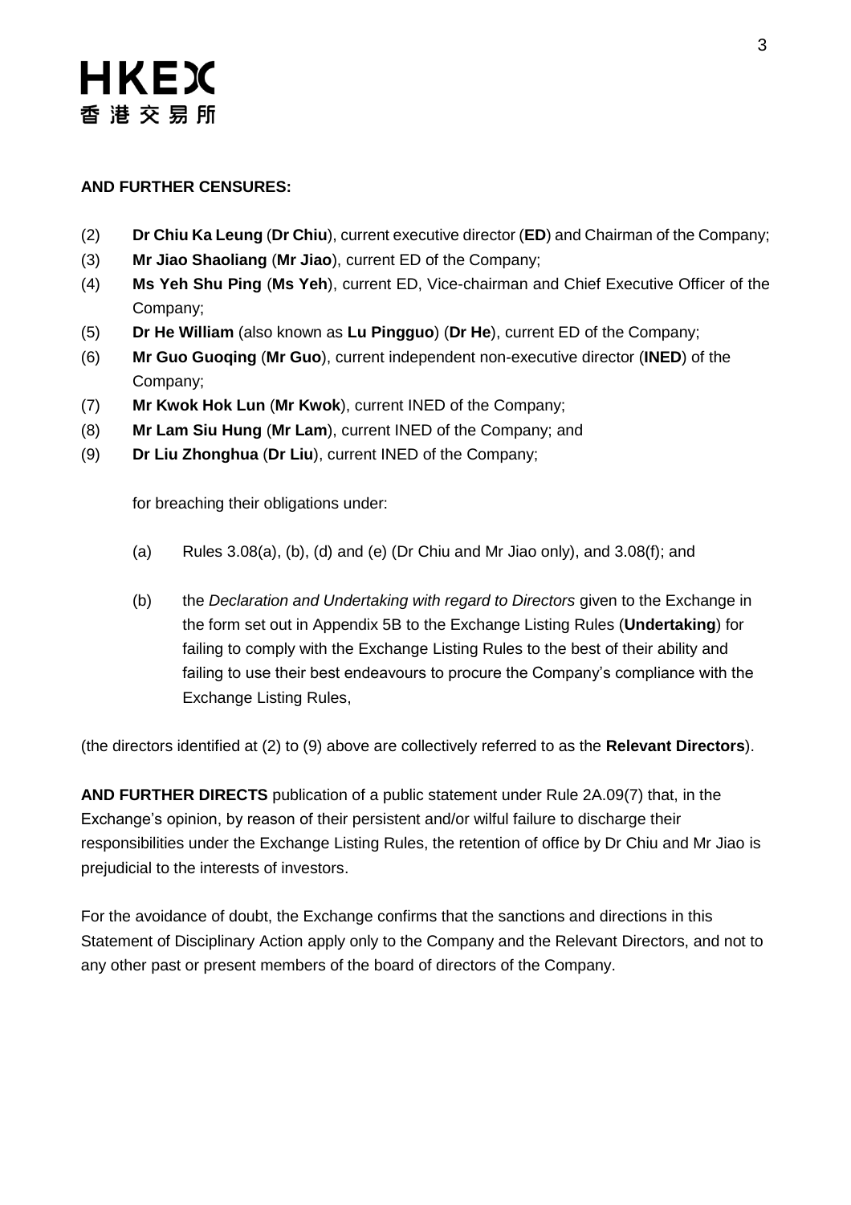**AND FURTHER CENSURES:**

(2) **Dr Chiu Ka Leung** (**Dr Chiu**), current executive director (**ED**) and Chairman of the Company;

(3) **Mr Jiao Shaoliang** (**Mr Jiao**), current ED of the Company;

(4) **Ms Yeh Shu Ping** (**Ms Yeh**), current ED, Vice-chairman and Chief Executive Officer of the Company;

(5) **Dr He William** (also known as **Lu Pingguo**) (**Dr He**), current ED of the Company;

(6) **Mr Guo Guoqing** (**Mr Guo**), current independent non-executive director (**INED**) of the Company;

(7) **Mr Kwok Hok Lun** (**Mr Kwok**), current INED of the Company;

(8) **Mr Lam Siu Hung** (**Mr Lam**), current INED of the Company; and

(9) **Dr Liu Zhonghua** (**Dr Liu**), current INED of the Company;

for breaching their obligations under:

(a) Rules 3.08(a), (b), (d) and (e) (Dr Chiu and Mr Jiao only), and 3.08(f); and

(b) the *Declaration and Undertaking with regard to Directors* given to the Exchange in the form set out in Appendix 5B to the Exchange Listing Rules (**Undertaking**) for failing to comply with the Exchange Listing Rules to the best of their ability and failing to use their best endeavours to procure the Company's compliance with the Exchange Listing Rules,

(the directors identified at (2) to (9) above are collectively referred to as the **Relevant Directors**).

**AND FURTHER DIRECTS** publication of a public statement under Rule 2A.09(7) that, in the Exchange's opinion, by reason of their persistent and/or wilful failure to discharge their responsibilities under the Exchange Listing Rules, the retention of office by Dr Chiu and Mr Jiao is prejudicial to the interests of investors.

For the avoidance of doubt, the Exchange confirms that the sanctions and directions in this Statement of Disciplinary Action apply only to the Company and the Relevant Directors, and not to any other past or present members of the board of directors of the Company.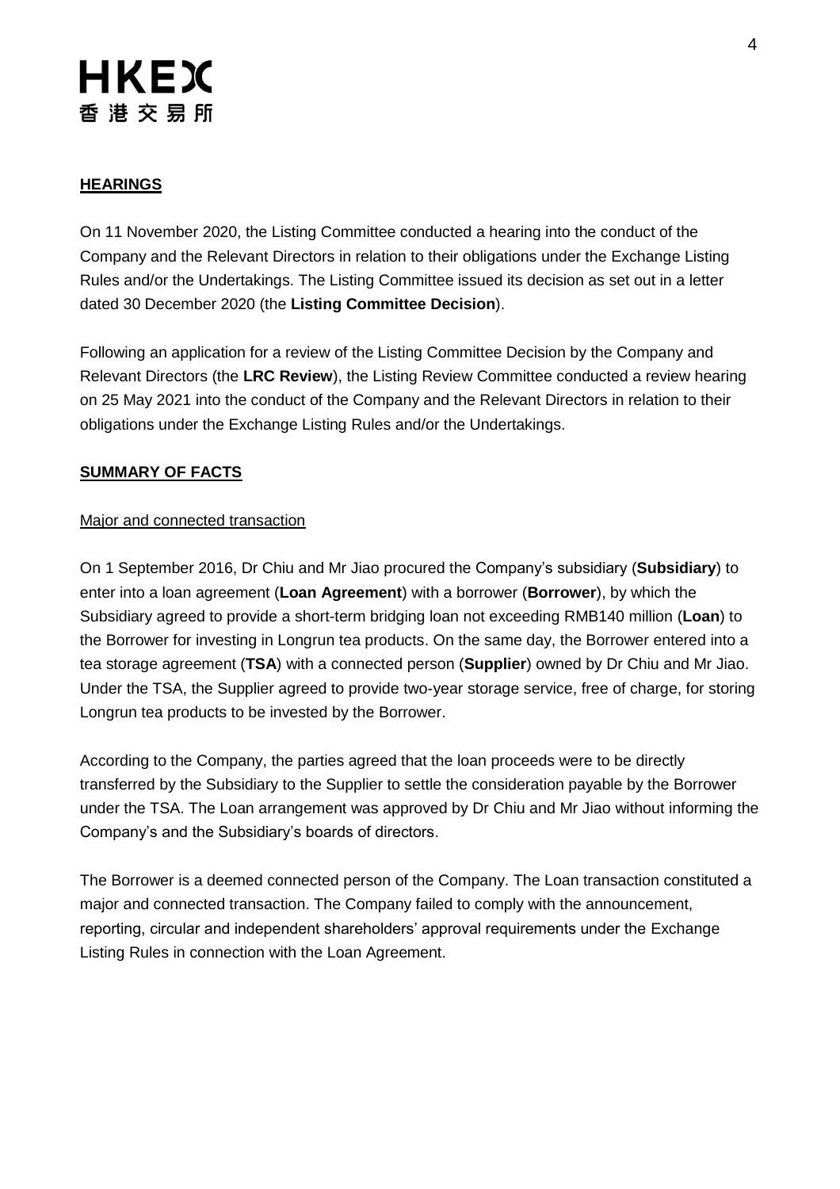## **HEARINGS**

On 11 November 2020, the Listing Committee conducted a hearing into the conduct of the Company and the Relevant Directors in relation to their obligations under the Exchange Listing Rules and/or the Undertakings. The Listing Committee issued its decision as set out in a letter dated 30 December 2020 (the **Listing Committee Decision**).

Following an application for a review of the Listing Committee Decision by the Company and Relevant Directors (the **LRC Review**), the Listing Review Committee conducted a review hearing on 25 May 2021 into the conduct of the Company and the Relevant Directors in relation to their obligations under the Exchange Listing Rules and/or the Undertakings.

## **SUMMARY OF FACTS**

### Major and connected transaction

On 1 September 2016, Dr Chiu and Mr Jiao procured the Company's subsidiary (**Subsidiary**) to enter into a loan agreement (**Loan Agreement**) with a borrower (**Borrower**), by which the Subsidiary agreed to provide a short-term bridging loan not exceeding RMB140 million (**Loan**) to the Borrower for investing in Longrun tea products. On the same day, the Borrower entered into a tea storage agreement (**TSA**) with a connected person (**Supplier**) owned by Dr Chiu and Mr Jiao. Under the TSA, the Supplier agreed to provide two-year storage service, free of charge, for storing Longrun tea products to be invested by the Borrower.

According to the Company, the parties agreed that the loan proceeds were to be directly transferred by the Subsidiary to the Supplier to settle the consideration payable by the Borrower under the TSA. The Loan arrangement was approved by Dr Chiu and Mr Jiao without informing the Company's and the Subsidiary's boards of directors.

The Borrower is a deemed connected person of the Company. The Loan transaction constituted a major and connected transaction. The Company failed to comply with the announcement, reporting, circular and independent shareholders' approval requirements under the Exchange Listing Rules in connection with the Loan Agreement.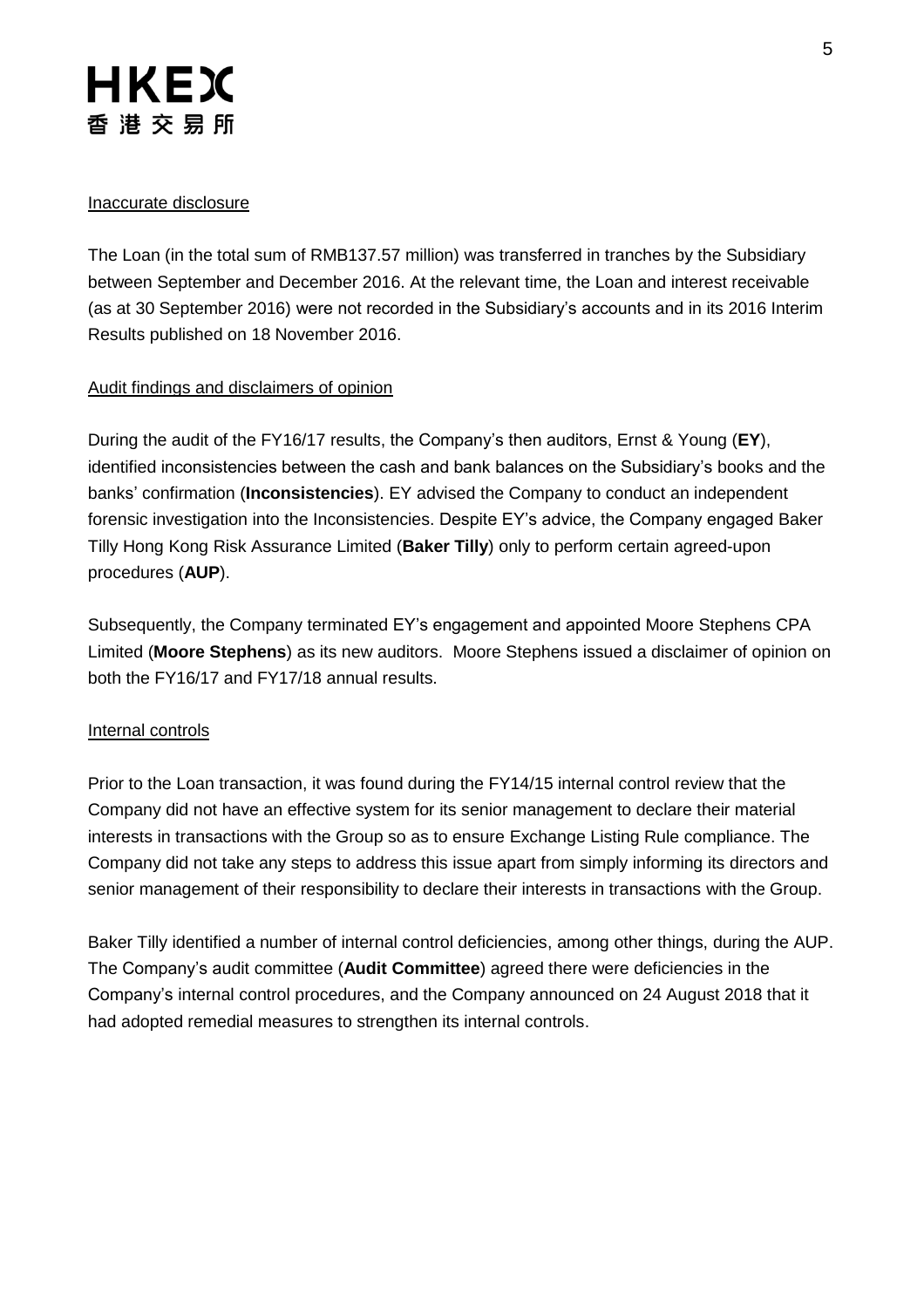Inaccurate disclosure

The Loan (in the total sum of RMB137.57 million) was transferred in tranches by the Subsidiary between September and December 2016. At the relevant time, the Loan and interest receivable (as at 30 September 2016) were not recorded in the Subsidiary's accounts and in its 2016 Interim Results published on 18 November 2016.

Audit findings and disclaimers of opinion

During the audit of the FY16/17 results, the Company's then auditors, Ernst & Young (**EY**), identified inconsistencies between the cash and bank balances on the Subsidiary's books and the banks' confirmation (**Inconsistencies**). EY advised the Company to conduct an independent forensic investigation into the Inconsistencies. Despite EY's advice, the Company engaged Baker Tilly Hong Kong Risk Assurance Limited (**Baker Tilly**) only to perform certain agreed-upon procedures (**AUP**).

Subsequently, the Company terminated EY's engagement and appointed Moore Stephens CPA Limited (**Moore Stephens**) as its new auditors. Moore Stephens issued a disclaimer of opinion on both the FY16/17 and FY17/18 annual results.

Internal controls

Prior to the Loan transaction, it was found during the FY14/15 internal control review that the Company did not have an effective system for its senior management to declare their material interests in transactions with the Group so as to ensure Exchange Listing Rule compliance. The Company did not take any steps to address this issue apart from simply informing its directors and senior management of their responsibility to declare their interests in transactions with the Group.

Baker Tilly identified a number of internal control deficiencies, among other things, during the AUP. The Company's audit committee (**Audit Committee**) agreed there were deficiencies in the Company's internal control procedures, and the Company announced on 24 August 2018 that it had adopted remedial measures to strengthen its internal controls.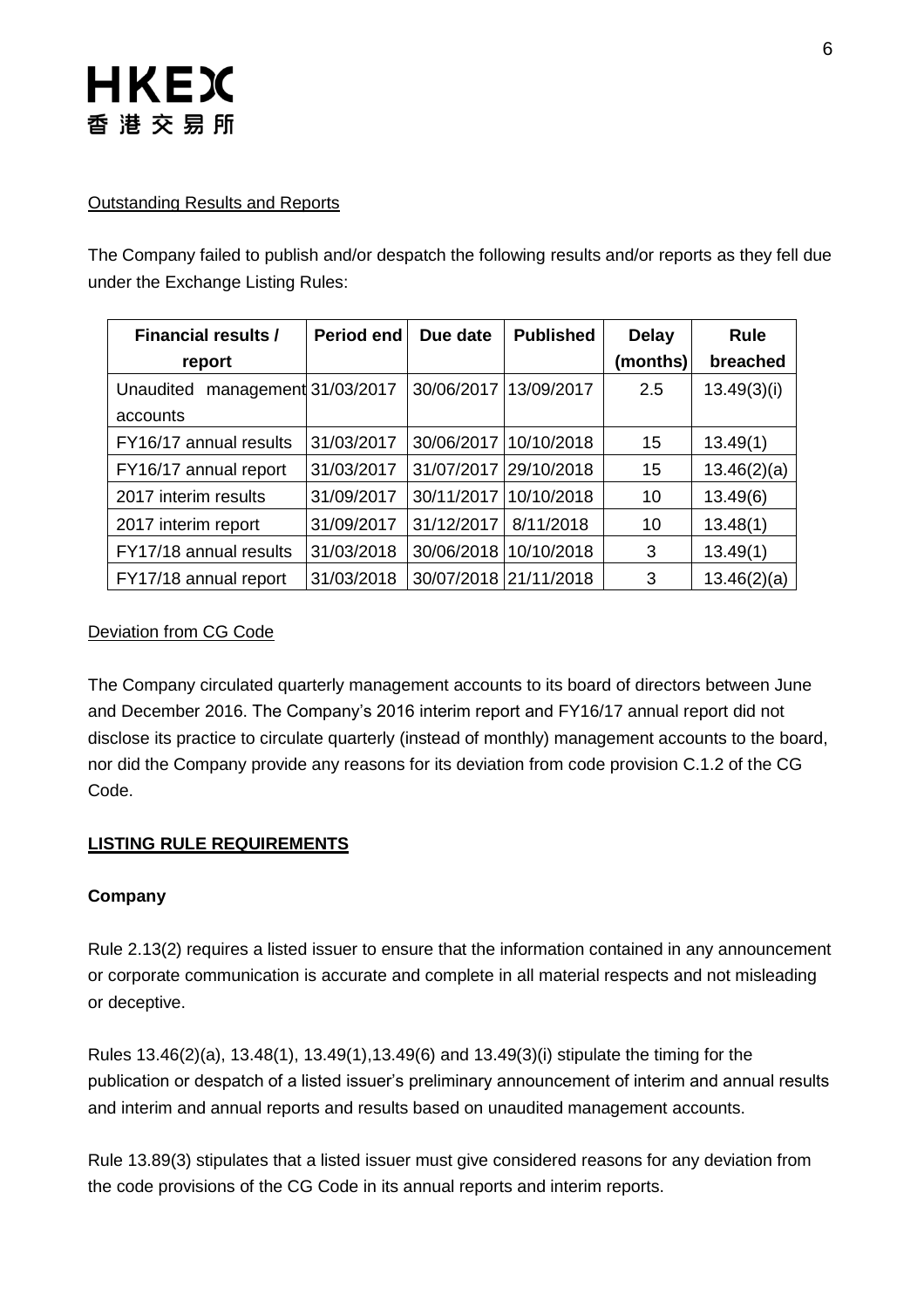Outstanding Results and Reports

The Company failed to publish and/or despatch the following results and/or reports as they fell due under the Exchange Listing Rules:

| Financial results / report | Period end | Due date | Published | Delay (months) | Rule breached |
|---|---|---|---|---|---|
| Unaudited management accounts | 31/03/2017 | 30/06/2017 | 13/09/2017 | 2.5 | 13.49(3)(i) |
| FY16/17 annual results | 31/03/2017 | 30/06/2017 | 10/10/2018 | 15 | 13.49(1) |
| FY16/17 annual report | 31/03/2017 | 31/07/2017 | 29/10/2018 | 15 | 13.46(2)(a) |
| 2017 interim results | 31/09/2017 | 30/11/2017 | 10/10/2018 | 10 | 13.49(6) |
| 2017 interim report | 31/09/2017 | 31/12/2017 | 8/11/2018 | 10 | 13.48(1) |
| FY17/18 annual results | 31/03/2018 | 30/06/2018 | 10/10/2018 | 3 | 13.49(1) |
| FY17/18 annual report | 31/03/2018 | 30/07/2018 | 21/11/2018 | 3 | 13.46(2)(a) |

Deviation from CG Code

The Company circulated quarterly management accounts to its board of directors between June and December 2016. The Company's 2016 interim report and FY16/17 annual report did not disclose its practice to circulate quarterly (instead of monthly) management accounts to the board, nor did the Company provide any reasons for its deviation from code provision C.1.2 of the CG Code.

## LISTING RULE REQUIREMENTS

**Company**

Rule 2.13(2) requires a listed issuer to ensure that the information contained in any announcement or corporate communication is accurate and complete in all material respects and not misleading or deceptive.

Rules 13.46(2)(a), 13.48(1), 13.49(1),13.49(6) and 13.49(3)(i) stipulate the timing for the publication or despatch of a listed issuer's preliminary announcement of interim and annual results and interim and annual reports and results based on unaudited management accounts.

Rule 13.89(3) stipulates that a listed issuer must give considered reasons for any deviation from the code provisions of the CG Code in its annual reports and interim reports.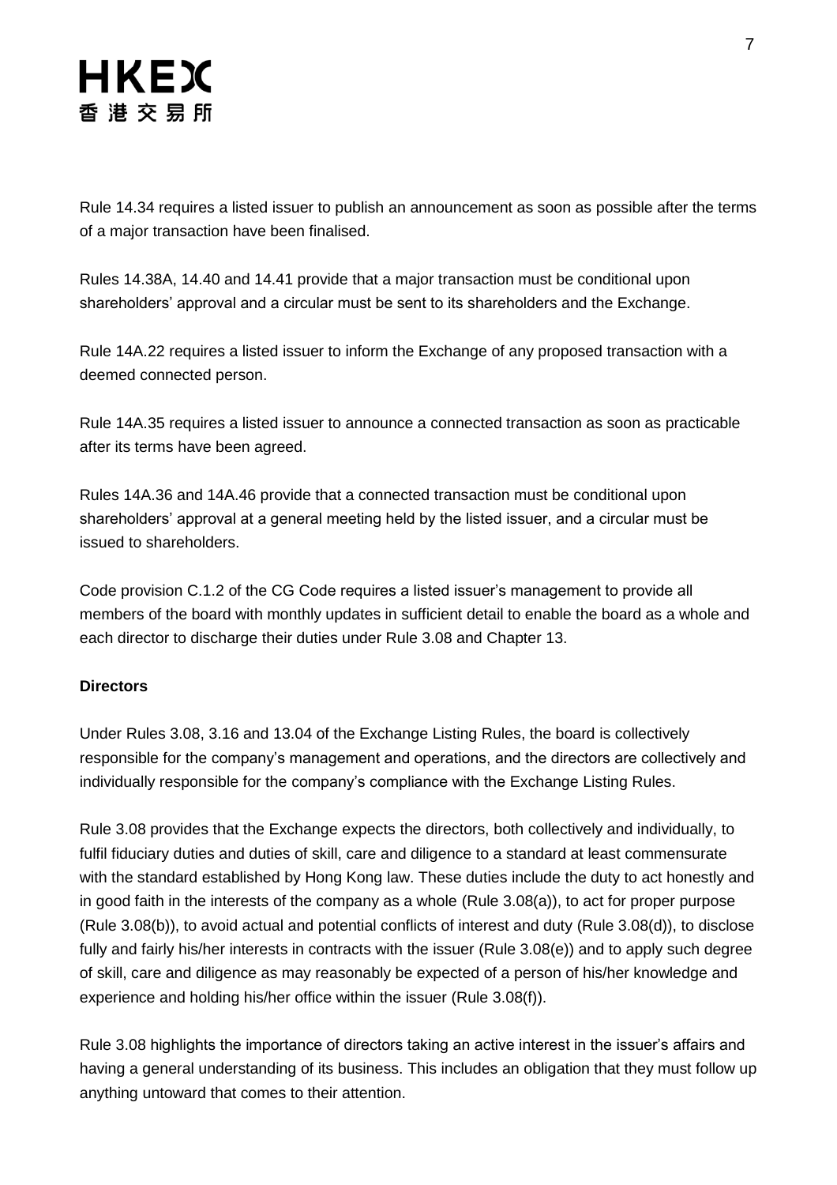Rule 14.34 requires a listed issuer to publish an announcement as soon as possible after the terms of a major transaction have been finalised.

Rules 14.38A, 14.40 and 14.41 provide that a major transaction must be conditional upon shareholders' approval and a circular must be sent to its shareholders and the Exchange.

Rule 14A.22 requires a listed issuer to inform the Exchange of any proposed transaction with a deemed connected person.

Rule 14A.35 requires a listed issuer to announce a connected transaction as soon as practicable after its terms have been agreed.

Rules 14A.36 and 14A.46 provide that a connected transaction must be conditional upon shareholders' approval at a general meeting held by the listed issuer, and a circular must be issued to shareholders.

Code provision C.1.2 of the CG Code requires a listed issuer's management to provide all members of the board with monthly updates in sufficient detail to enable the board as a whole and each director to discharge their duties under Rule 3.08 and Chapter 13.

**Directors**

Under Rules 3.08, 3.16 and 13.04 of the Exchange Listing Rules, the board is collectively responsible for the company's management and operations, and the directors are collectively and individually responsible for the company's compliance with the Exchange Listing Rules.

Rule 3.08 provides that the Exchange expects the directors, both collectively and individually, to fulfil fiduciary duties and duties of skill, care and diligence to a standard at least commensurate with the standard established by Hong Kong law. These duties include the duty to act honestly and in good faith in the interests of the company as a whole (Rule 3.08(a)), to act for proper purpose (Rule 3.08(b)), to avoid actual and potential conflicts of interest and duty (Rule 3.08(d)), to disclose fully and fairly his/her interests in contracts with the issuer (Rule 3.08(e)) and to apply such degree of skill, care and diligence as may reasonably be expected of a person of his/her knowledge and experience and holding his/her office within the issuer (Rule 3.08(f)).

Rule 3.08 highlights the importance of directors taking an active interest in the issuer's affairs and having a general understanding of its business. This includes an obligation that they must follow up anything untoward that comes to their attention.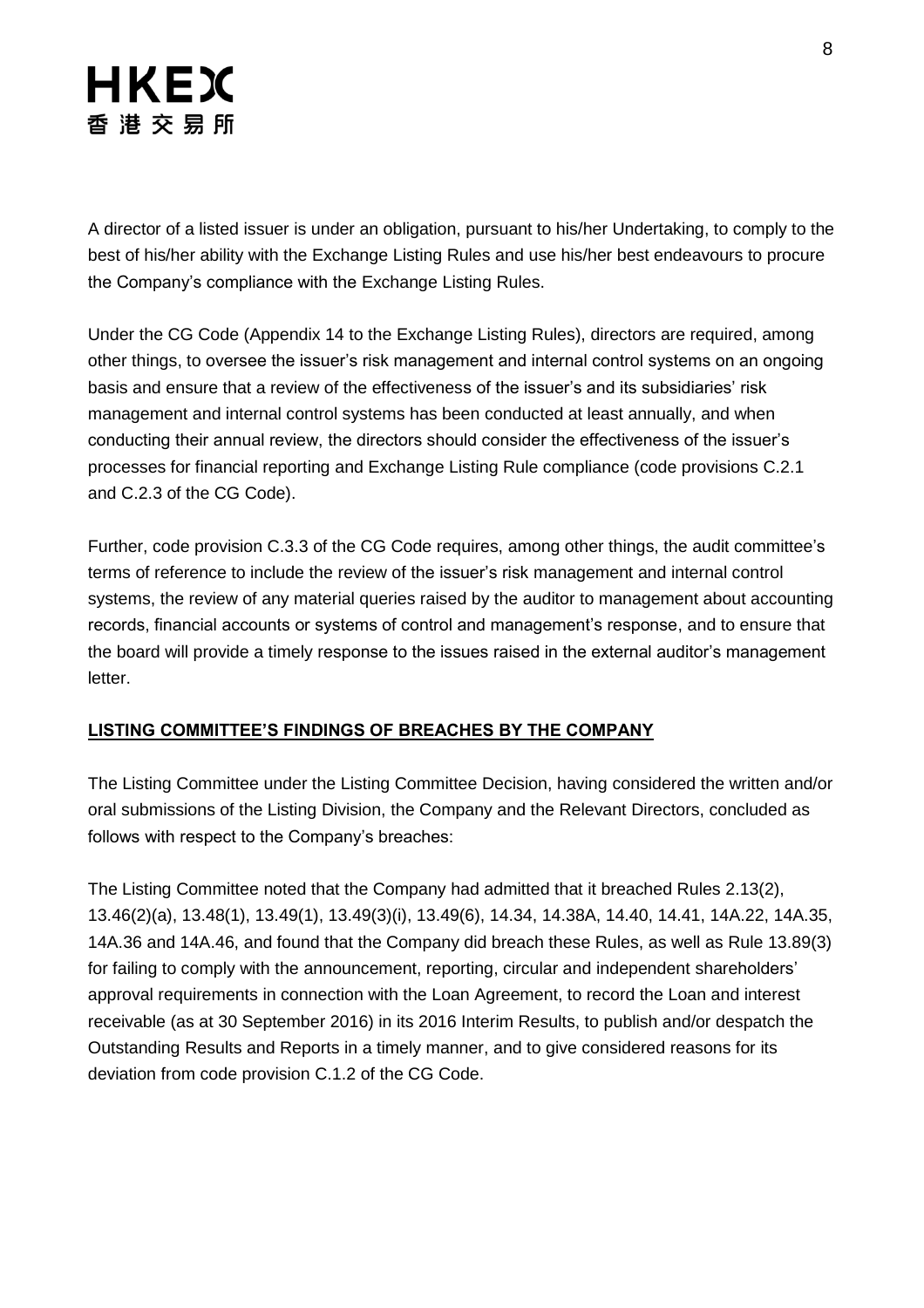A director of a listed issuer is under an obligation, pursuant to his/her Undertaking, to comply to the best of his/her ability with the Exchange Listing Rules and use his/her best endeavours to procure the Company's compliance with the Exchange Listing Rules.

Under the CG Code (Appendix 14 to the Exchange Listing Rules), directors are required, among other things, to oversee the issuer's risk management and internal control systems on an ongoing basis and ensure that a review of the effectiveness of the issuer's and its subsidiaries' risk management and internal control systems has been conducted at least annually, and when conducting their annual review, the directors should consider the effectiveness of the issuer's processes for financial reporting and Exchange Listing Rule compliance (code provisions C.2.1 and C.2.3 of the CG Code).

Further, code provision C.3.3 of the CG Code requires, among other things, the audit committee's terms of reference to include the review of the issuer's risk management and internal control systems, the review of any material queries raised by the auditor to management about accounting records, financial accounts or systems of control and management's response, and to ensure that the board will provide a timely response to the issues raised in the external auditor's management letter.

## LISTING COMMITTEE'S FINDINGS OF BREACHES BY THE COMPANY

The Listing Committee under the Listing Committee Decision, having considered the written and/or oral submissions of the Listing Division, the Company and the Relevant Directors, concluded as follows with respect to the Company's breaches:

The Listing Committee noted that the Company had admitted that it breached Rules 2.13(2), 13.46(2)(a), 13.48(1), 13.49(1), 13.49(3)(i), 13.49(6), 14.34, 14.38A, 14.40, 14.41, 14A.22, 14A.35, 14A.36 and 14A.46, and found that the Company did breach these Rules, as well as Rule 13.89(3) for failing to comply with the announcement, reporting, circular and independent shareholders' approval requirements in connection with the Loan Agreement, to record the Loan and interest receivable (as at 30 September 2016) in its 2016 Interim Results, to publish and/or despatch the Outstanding Results and Reports in a timely manner, and to give considered reasons for its deviation from code provision C.1.2 of the CG Code.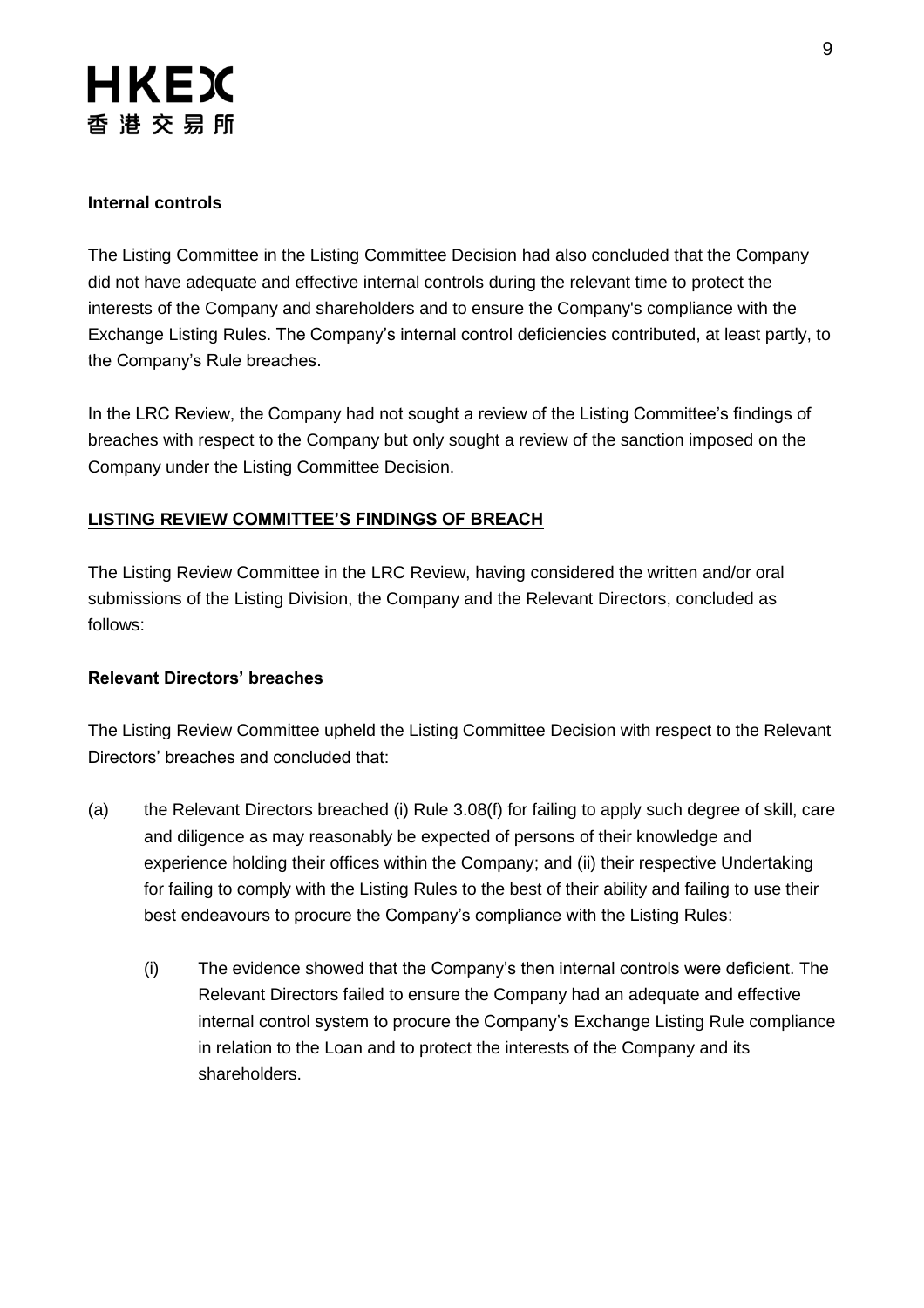**Internal controls**

The Listing Committee in the Listing Committee Decision had also concluded that the Company did not have adequate and effective internal controls during the relevant time to protect the interests of the Company and shareholders and to ensure the Company's compliance with the Exchange Listing Rules. The Company's internal control deficiencies contributed, at least partly, to the Company's Rule breaches.

In the LRC Review, the Company had not sought a review of the Listing Committee's findings of breaches with respect to the Company but only sought a review of the sanction imposed on the Company under the Listing Committee Decision.

**<u>LISTING REVIEW COMMITTEE'S FINDINGS OF BREACH</u>**

The Listing Review Committee in the LRC Review, having considered the written and/or oral submissions of the Listing Division, the Company and the Relevant Directors, concluded as follows:

**Relevant Directors' breaches**

The Listing Review Committee upheld the Listing Committee Decision with respect to the Relevant Directors' breaches and concluded that:

(a) the Relevant Directors breached (i) Rule 3.08(f) for failing to apply such degree of skill, care and diligence as may reasonably be expected of persons of their knowledge and experience holding their offices within the Company; and (ii) their respective Undertaking for failing to comply with the Listing Rules to the best of their ability and failing to use their best endeavours to procure the Company's compliance with the Listing Rules:

  (i) The evidence showed that the Company's then internal controls were deficient. The Relevant Directors failed to ensure the Company had an adequate and effective internal control system to procure the Company's Exchange Listing Rule compliance in relation to the Loan and to protect the interests of the Company and its shareholders.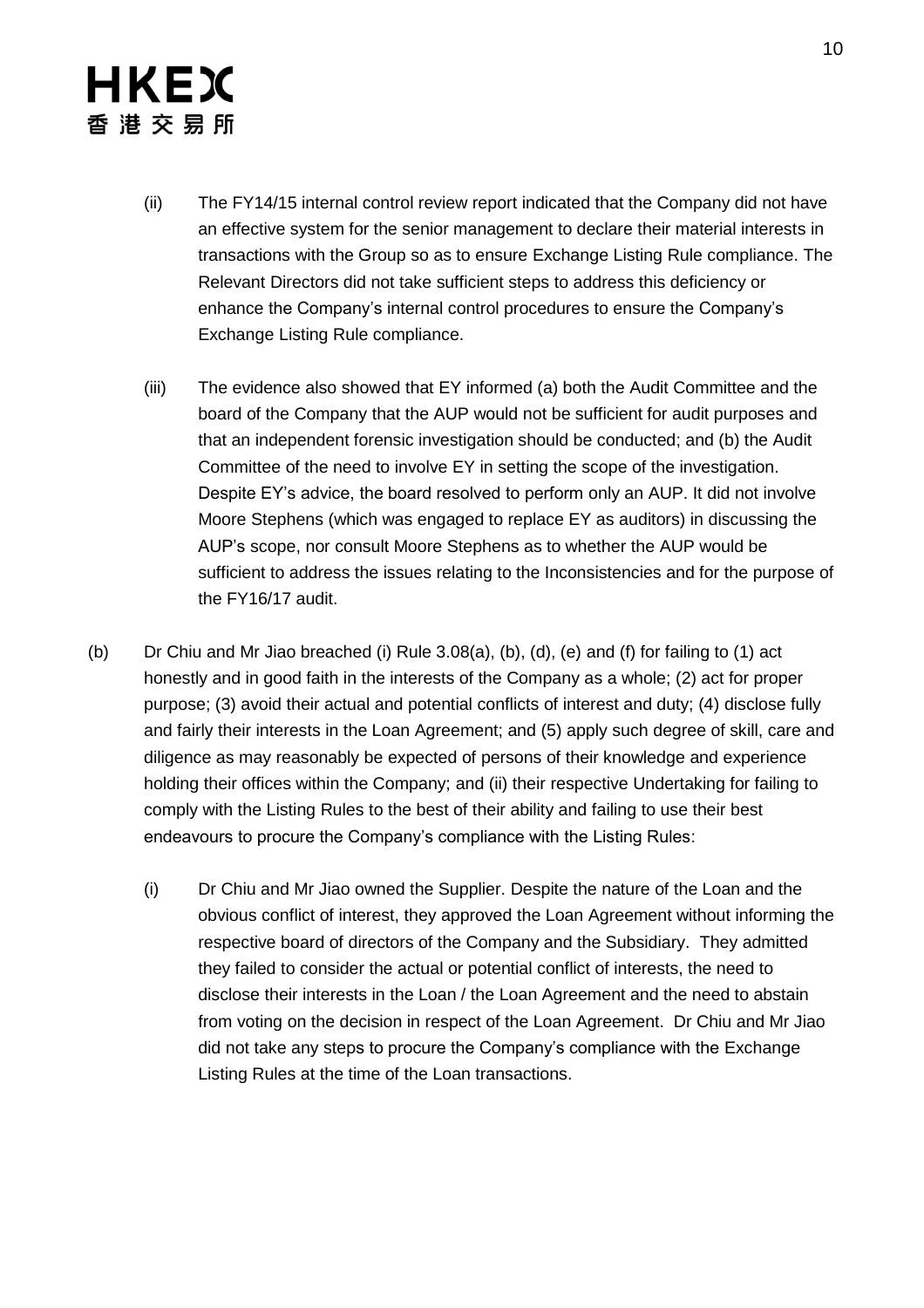(ii) The FY14/15 internal control review report indicated that the Company did not have an effective system for the senior management to declare their material interests in transactions with the Group so as to ensure Exchange Listing Rule compliance. The Relevant Directors did not take sufficient steps to address this deficiency or enhance the Company's internal control procedures to ensure the Company's Exchange Listing Rule compliance.

(iii) The evidence also showed that EY informed (a) both the Audit Committee and the board of the Company that the AUP would not be sufficient for audit purposes and that an independent forensic investigation should be conducted; and (b) the Audit Committee of the need to involve EY in setting the scope of the investigation. Despite EY's advice, the board resolved to perform only an AUP. It did not involve Moore Stephens (which was engaged to replace EY as auditors) in discussing the AUP's scope, nor consult Moore Stephens as to whether the AUP would be sufficient to address the issues relating to the Inconsistencies and for the purpose of the FY16/17 audit.

(b) Dr Chiu and Mr Jiao breached (i) Rule 3.08(a), (b), (d), (e) and (f) for failing to (1) act honestly and in good faith in the interests of the Company as a whole; (2) act for proper purpose; (3) avoid their actual and potential conflicts of interest and duty; (4) disclose fully and fairly their interests in the Loan Agreement; and (5) apply such degree of skill, care and diligence as may reasonably be expected of persons of their knowledge and experience holding their offices within the Company; and (ii) their respective Undertaking for failing to comply with the Listing Rules to the best of their ability and failing to use their best endeavours to procure the Company's compliance with the Listing Rules:

(i) Dr Chiu and Mr Jiao owned the Supplier. Despite the nature of the Loan and the obvious conflict of interest, they approved the Loan Agreement without informing the respective board of directors of the Company and the Subsidiary. They admitted they failed to consider the actual or potential conflict of interests, the need to disclose their interests in the Loan / the Loan Agreement and the need to abstain from voting on the decision in respect of the Loan Agreement. Dr Chiu and Mr Jiao did not take any steps to procure the Company's compliance with the Exchange Listing Rules at the time of the Loan transactions.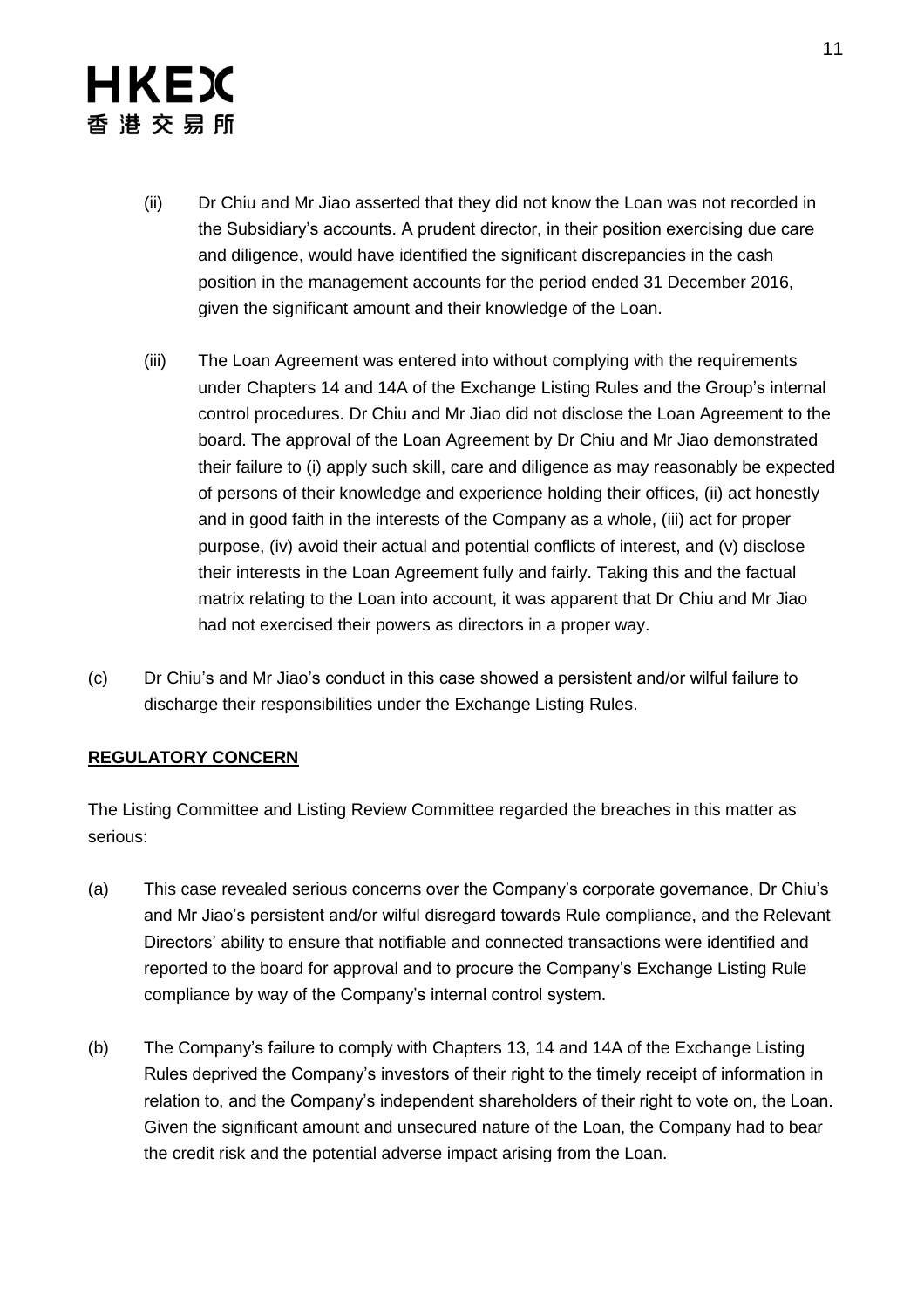(ii) Dr Chiu and Mr Jiao asserted that they did not know the Loan was not recorded in the Subsidiary's accounts. A prudent director, in their position exercising due care and diligence, would have identified the significant discrepancies in the cash position in the management accounts for the period ended 31 December 2016, given the significant amount and their knowledge of the Loan.

(iii) The Loan Agreement was entered into without complying with the requirements under Chapters 14 and 14A of the Exchange Listing Rules and the Group's internal control procedures. Dr Chiu and Mr Jiao did not disclose the Loan Agreement to the board. The approval of the Loan Agreement by Dr Chiu and Mr Jiao demonstrated their failure to (i) apply such skill, care and diligence as may reasonably be expected of persons of their knowledge and experience holding their offices, (ii) act honestly and in good faith in the interests of the Company as a whole, (iii) act for proper purpose, (iv) avoid their actual and potential conflicts of interest, and (v) disclose their interests in the Loan Agreement fully and fairly. Taking this and the factual matrix relating to the Loan into account, it was apparent that Dr Chiu and Mr Jiao had not exercised their powers as directors in a proper way.

(c) Dr Chiu's and Mr Jiao's conduct in this case showed a persistent and/or wilful failure to discharge their responsibilities under the Exchange Listing Rules.

## REGULATORY CONCERN

The Listing Committee and Listing Review Committee regarded the breaches in this matter as serious:

(a) This case revealed serious concerns over the Company's corporate governance, Dr Chiu's and Mr Jiao's persistent and/or wilful disregard towards Rule compliance, and the Relevant Directors' ability to ensure that notifiable and connected transactions were identified and reported to the board for approval and to procure the Company's Exchange Listing Rule compliance by way of the Company's internal control system.

(b) The Company's failure to comply with Chapters 13, 14 and 14A of the Exchange Listing Rules deprived the Company's investors of their right to the timely receipt of information in relation to, and the Company's independent shareholders of their right to vote on, the Loan. Given the significant amount and unsecured nature of the Loan, the Company had to bear the credit risk and the potential adverse impact arising from the Loan.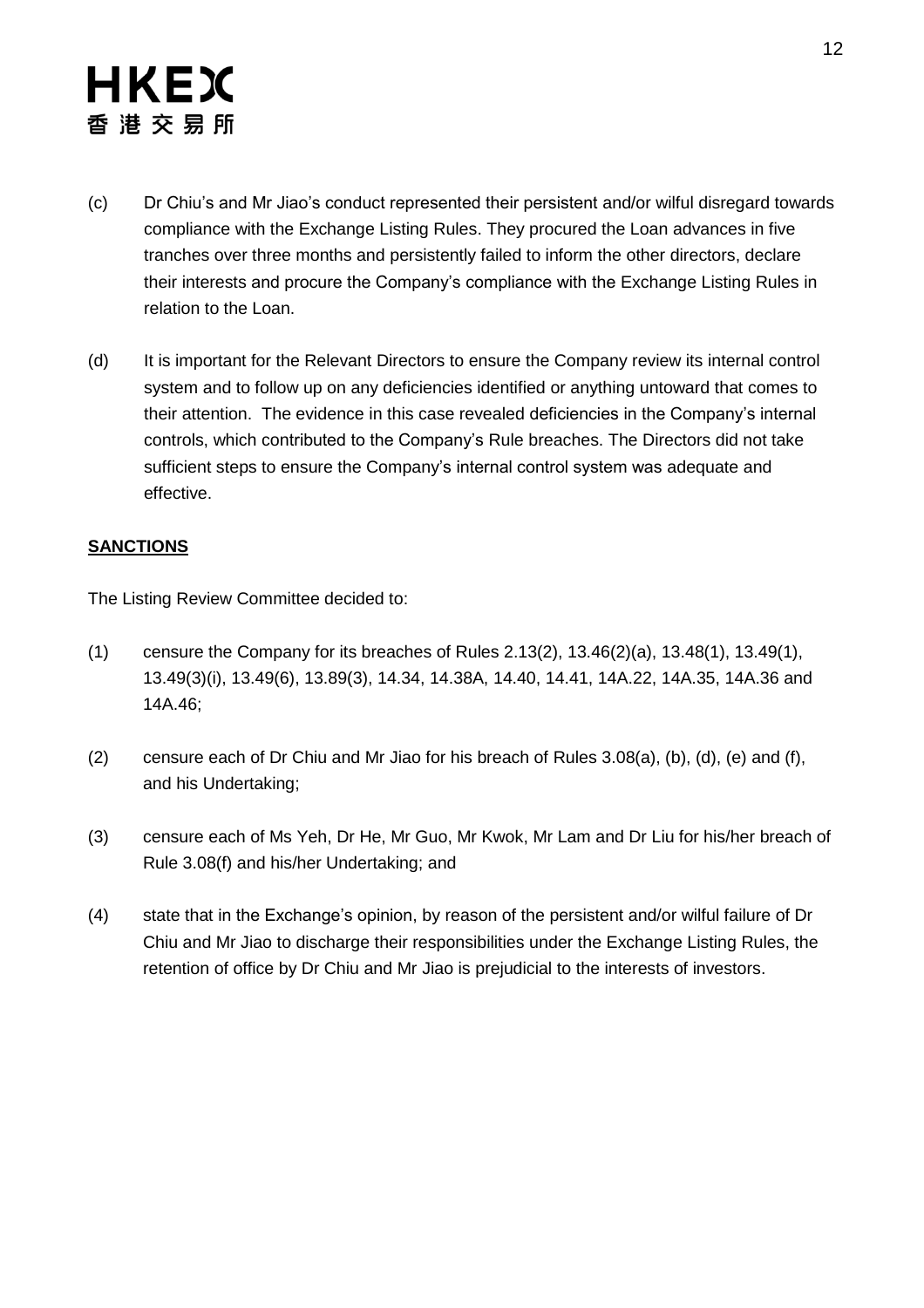(c) Dr Chiu's and Mr Jiao's conduct represented their persistent and/or wilful disregard towards compliance with the Exchange Listing Rules. They procured the Loan advances in five tranches over three months and persistently failed to inform the other directors, declare their interests and procure the Company's compliance with the Exchange Listing Rules in relation to the Loan.

(d) It is important for the Relevant Directors to ensure the Company review its internal control system and to follow up on any deficiencies identified or anything untoward that comes to their attention. The evidence in this case revealed deficiencies in the Company's internal controls, which contributed to the Company's Rule breaches. The Directors did not take sufficient steps to ensure the Company's internal control system was adequate and effective.

**SANCTIONS**

The Listing Review Committee decided to:

(1) censure the Company for its breaches of Rules 2.13(2), 13.46(2)(a), 13.48(1), 13.49(1), 13.49(3)(i), 13.49(6), 13.89(3), 14.34, 14.38A, 14.40, 14.41, 14A.22, 14A.35, 14A.36 and 14A.46;

(2) censure each of Dr Chiu and Mr Jiao for his breach of Rules 3.08(a), (b), (d), (e) and (f), and his Undertaking;

(3) censure each of Ms Yeh, Dr He, Mr Guo, Mr Kwok, Mr Lam and Dr Liu for his/her breach of Rule 3.08(f) and his/her Undertaking; and

(4) state that in the Exchange's opinion, by reason of the persistent and/or wilful failure of Dr Chiu and Mr Jiao to discharge their responsibilities under the Exchange Listing Rules, the retention of office by Dr Chiu and Mr Jiao is prejudicial to the interests of investors.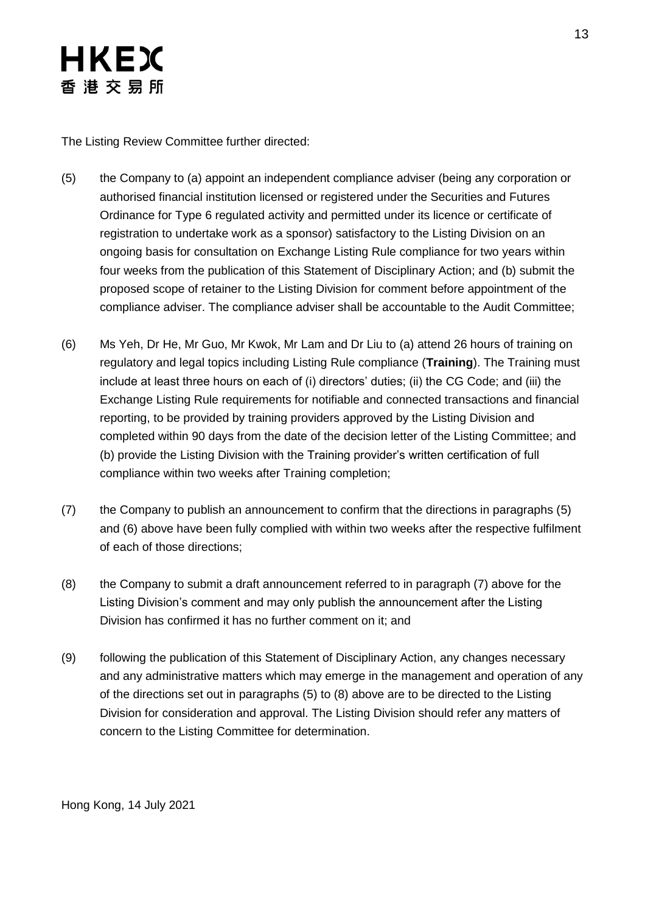The Listing Review Committee further directed:

(5) the Company to (a) appoint an independent compliance adviser (being any corporation or authorised financial institution licensed or registered under the Securities and Futures Ordinance for Type 6 regulated activity and permitted under its licence or certificate of registration to undertake work as a sponsor) satisfactory to the Listing Division on an ongoing basis for consultation on Exchange Listing Rule compliance for two years within four weeks from the publication of this Statement of Disciplinary Action; and (b) submit the proposed scope of retainer to the Listing Division for comment before appointment of the compliance adviser. The compliance adviser shall be accountable to the Audit Committee;

(6) Ms Yeh, Dr He, Mr Guo, Mr Kwok, Mr Lam and Dr Liu to (a) attend 26 hours of training on regulatory and legal topics including Listing Rule compliance (**Training**). The Training must include at least three hours on each of (i) directors' duties; (ii) the CG Code; and (iii) the Exchange Listing Rule requirements for notifiable and connected transactions and financial reporting, to be provided by training providers approved by the Listing Division and completed within 90 days from the date of the decision letter of the Listing Committee; and (b) provide the Listing Division with the Training provider's written certification of full compliance within two weeks after Training completion;

(7) the Company to publish an announcement to confirm that the directions in paragraphs (5) and (6) above have been fully complied with within two weeks after the respective fulfilment of each of those directions;

(8) the Company to submit a draft announcement referred to in paragraph (7) above for the Listing Division's comment and may only publish the announcement after the Listing Division has confirmed it has no further comment on it; and

(9) following the publication of this Statement of Disciplinary Action, any changes necessary and any administrative matters which may emerge in the management and operation of any of the directions set out in paragraphs (5) to (8) above are to be directed to the Listing Division for consideration and approval. The Listing Division should refer any matters of concern to the Listing Committee for determination.

Hong Kong, 14 July 2021